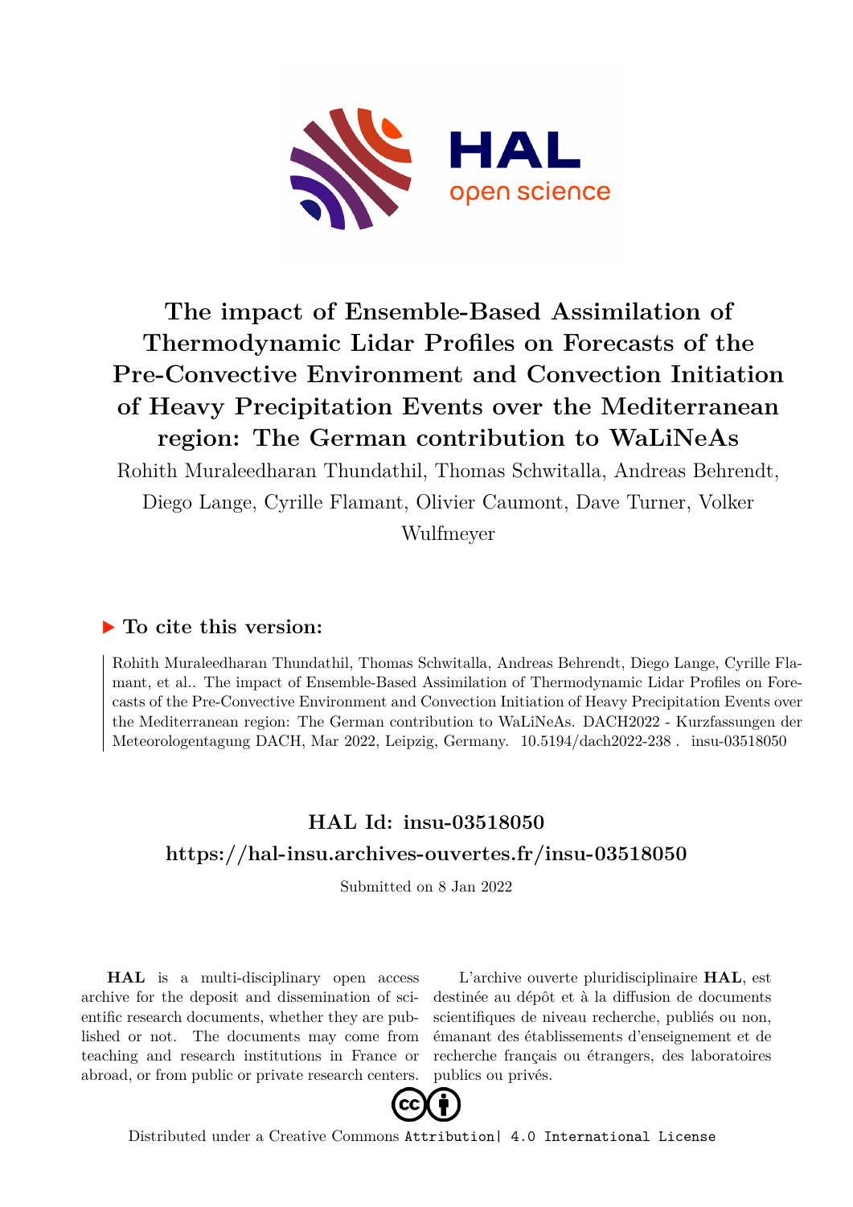# The impact of Ensemble-Based Assimilation of Thermodynamic Lidar Profiles on Forecasts of the Pre-Convective Environment and Convection Initiation of Heavy Precipitation Events over the Mediterranean region: The German contribution to WaLiNeAs

Rohith Muraleedharan Thundathil, Thomas Schwitalla, Andreas Behrendt, Diego Lange, Cyrille Flamant, Olivier Caumont, Dave Turner, Volker Wulfmeyer

## ▶ To cite this version:

Rohith Muraleedharan Thundathil, Thomas Schwitalla, Andreas Behrendt, Diego Lange, Cyrille Flamant, et al.. The impact of Ensemble-Based Assimilation of Thermodynamic Lidar Profiles on Forecasts of the Pre-Convective Environment and Convection Initiation of Heavy Precipitation Events over the Mediterranean region: The German contribution to WaLiNeAs. DACH2022 - Kurzfassungen der Meteorologentagung DACH, Mar 2022, Leipzig, Germany. 10.5194/dach2022-238 . insu-03518050

## HAL Id: insu-03518050

## https://hal-insu.archives-ouvertes.fr/insu-03518050

Submitted on 8 Jan 2022

**HAL** is a multi-disciplinary open access archive for the deposit and dissemination of scientific research documents, whether they are published or not. The documents may come from teaching and research institutions in France or abroad, or from public or private research centers.

L'archive ouverte pluridisciplinaire **HAL**, est destinée au dépôt et à la diffusion de documents scientifiques de niveau recherche, publiés ou non, émanant des établissements d'enseignement et de recherche français ou étrangers, des laboratoires publics ou privés.

Distributed under a Creative Commons Attribution| 4.0 International License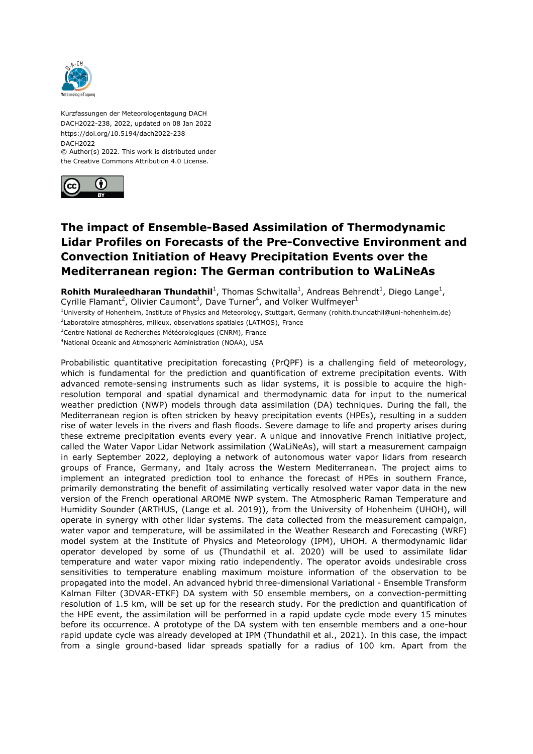Kurzfassungen der Meteorologentagung DACH
DACH2022-238, 2022, updated on 08 Jan 2022
https://doi.org/10.5194/dach2022-238
DACH2022
© Author(s) 2022. This work is distributed under
the Creative Commons Attribution 4.0 License.

# The impact of Ensemble-Based Assimilation of Thermodynamic Lidar Profiles on Forecasts of the Pre-Convective Environment and Convection Initiation of Heavy Precipitation Events over the Mediterranean region: The German contribution to WaLiNeAs

**Rohith Muraleedharan Thundathil**[1], Thomas Schwitalla[1], Andreas Behrendt[1], Diego Lange[1], Cyrille Flamant[2], Olivier Caumont[3], Dave Turner[4], and Volker Wulfmeyer[1]

[1]University of Hohenheim, Institute of Physics and Meteorology, Stuttgart, Germany (rohith.thundathil@uni-hohenheim.de)
[2]Laboratoire atmosphères, milieux, observations spatiales (LATMOS), France
[3]Centre National de Recherches Météorologiques (CNRM), France
[4]National Oceanic and Atmospheric Administration (NOAA), USA

Probabilistic quantitative precipitation forecasting (PrQPF) is a challenging field of meteorology, which is fundamental for the prediction and quantification of extreme precipitation events. With advanced remote-sensing instruments such as lidar systems, it is possible to acquire the high-resolution temporal and spatial dynamical and thermodynamic data for input to the numerical weather prediction (NWP) models through data assimilation (DA) techniques. During the fall, the Mediterranean region is often stricken by heavy precipitation events (HPEs), resulting in a sudden rise of water levels in the rivers and flash floods. Severe damage to life and property arises during these extreme precipitation events every year. A unique and innovative French initiative project, called the Water Vapor Lidar Network assimilation (WaLiNeAs), will start a measurement campaign in early September 2022, deploying a network of autonomous water vapor lidars from research groups of France, Germany, and Italy across the Western Mediterranean. The project aims to implement an integrated prediction tool to enhance the forecast of HPEs in southern France, primarily demonstrating the benefit of assimilating vertically resolved water vapor data in the new version of the French operational AROME NWP system. The Atmospheric Raman Temperature and Humidity Sounder (ARTHUS, (Lange et al. 2019)), from the University of Hohenheim (UHOH), will operate in synergy with other lidar systems. The data collected from the measurement campaign, water vapor and temperature, will be assimilated in the Weather Research and Forecasting (WRF) model system at the Institute of Physics and Meteorology (IPM), UHOH. A thermodynamic lidar operator developed by some of us (Thundathil et al. 2020) will be used to assimilate lidar temperature and water vapor mixing ratio independently. The operator avoids undesirable cross sensitivities to temperature enabling maximum moisture information of the observation to be propagated into the model. An advanced hybrid three-dimensional Variational - Ensemble Transform Kalman Filter (3DVAR-ETKF) DA system with 50 ensemble members, on a convection-permitting resolution of 1.5 km, will be set up for the research study. For the prediction and quantification of the HPE event, the assimilation will be performed in a rapid update cycle mode every 15 minutes before its occurrence. A prototype of the DA system with ten ensemble members and a one-hour rapid update cycle was already developed at IPM (Thundathil et al., 2021). In this case, the impact from a single ground-based lidar spreads spatially for a radius of 100 km. Apart from the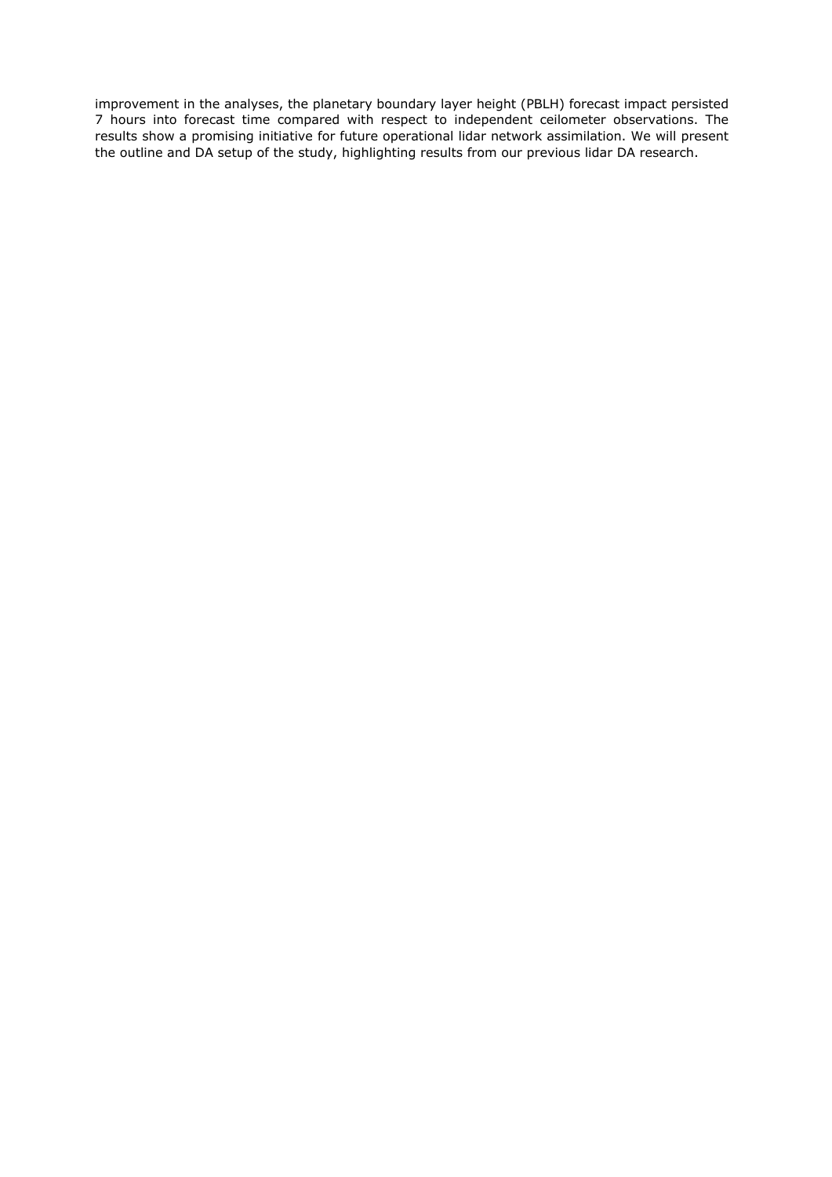improvement in the analyses, the planetary boundary layer height (PBLH) forecast impact persisted 7 hours into forecast time compared with respect to independent ceilometer observations. The results show a promising initiative for future operational lidar network assimilation. We will present the outline and DA setup of the study, highlighting results from our previous lidar DA research.